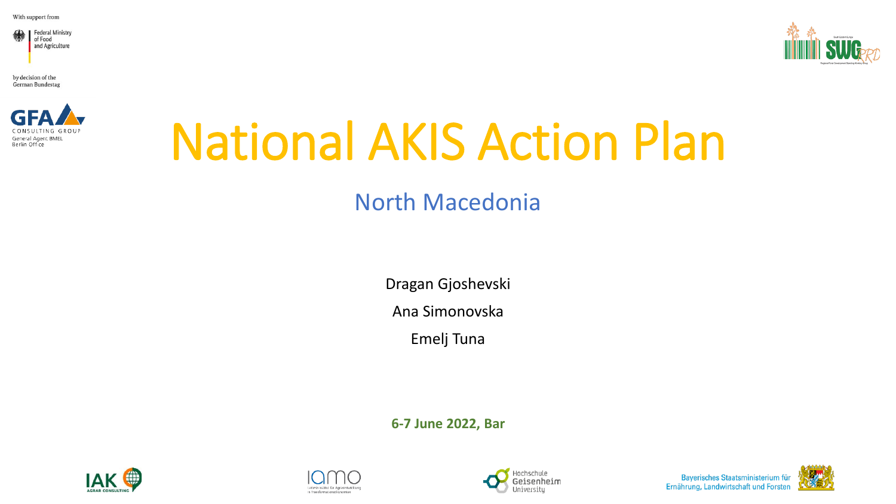With support from

Federal Ministry of Food and Agriculture

by decision of the German Bundestag

GFA CONSULTING GROUP
General Agent BMEL
Berlin Office

# National AKIS Action Plan

## North Macedonia

Dragan Gjoshevski

Ana Simonovska

Emelj Tuna

**6-7 June 2022, Bar**

Bayerisches Staatsministerium für Ernährung, Landwirtschaft und Forsten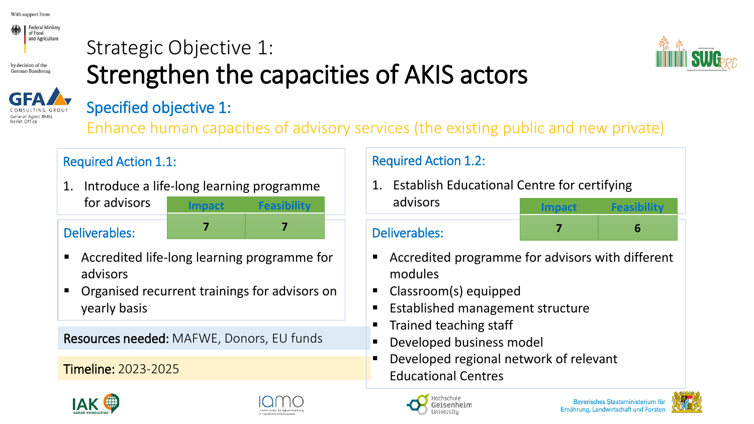Strategic Objective 1:

# Strengthen the capacities of AKIS actors

## Specified objective 1:

Enhance human capacities of advisory services (the existing public and new private)

### Required Action 1.1:

1. Introduce a life-long learning programme for advisors

| Impact | Feasibility |
| --- | --- |
| 7 | 7 |

**Deliverables:**

- Accredited life-long learning programme for advisors
- Organised recurrent trainings for advisors on yearly basis

**Resources needed:** MAFWE, Donors, EU funds

**Timeline:** 2023-2025

### Required Action 1.2:

1. Establish Educational Centre for certifying advisors

| Impact | Feasibility |
| --- | --- |
| 7 | 6 |

**Deliverables:**

- Accredited programme for advisors with different modules
- Classroom(s) equipped
- Established management structure
- Trained teaching staff
- Developed business model
- Developed regional network of relevant Educational Centres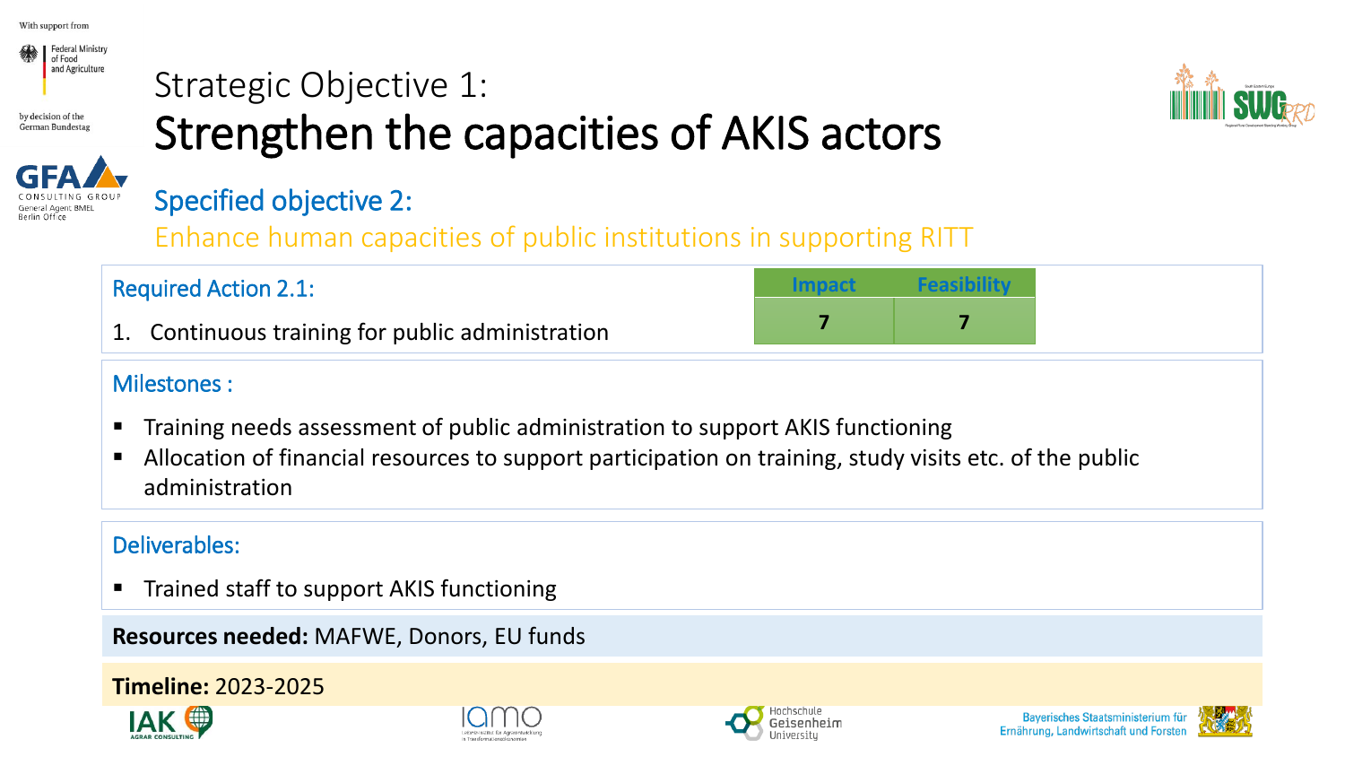Strategic Objective 1:

# Strengthen the capacities of AKIS actors

## Specified objective 2:

Enhance human capacities of public institutions in supporting RITT

### Required Action 2.1:

1. Continuous training for public administration

| Impact | Feasibility |
| --- | --- |
| 7 | 7 |

### Milestones :

- Training needs assessment of public administration to support AKIS functioning
- Allocation of financial resources to support participation on training, study visits etc. of the public administration

### Deliverables:

- Trained staff to support AKIS functioning

**Resources needed:** MAFWE, Donors, EU funds

**Timeline:** 2023-2025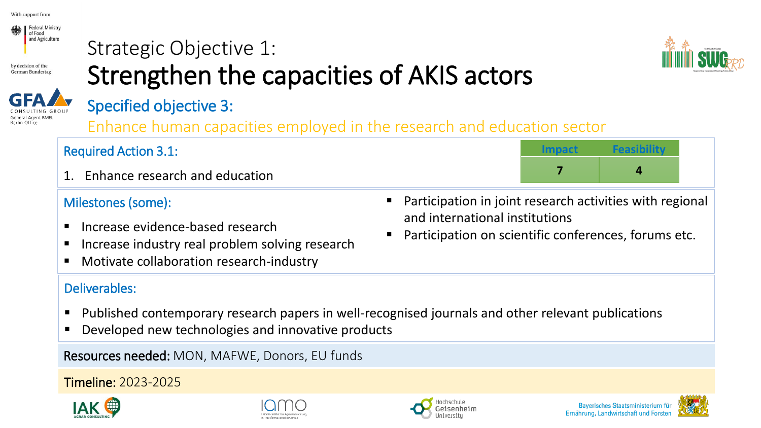# Strategic Objective 1:

# Strengthen the capacities of AKIS actors

## Specified objective 3:

Enhance human capacities employed in the research and education sector

### Required Action 3.1:

1. Enhance research and education

| Impact | Feasibility |
|---|---|
| 7 | 4 |

### Milestones (some):

- Increase evidence-based research
- Increase industry real problem solving research
- Motivate collaboration research-industry
- Participation in joint research activities with regional and international institutions
- Participation on scientific conferences, forums etc.

### Deliverables:

- Published contemporary research papers in well-recognised journals and other relevant publications
- Developed new technologies and innovative products

**Resources needed:** MON, MAFWE, Donors, EU funds

**Timeline:** 2023-2025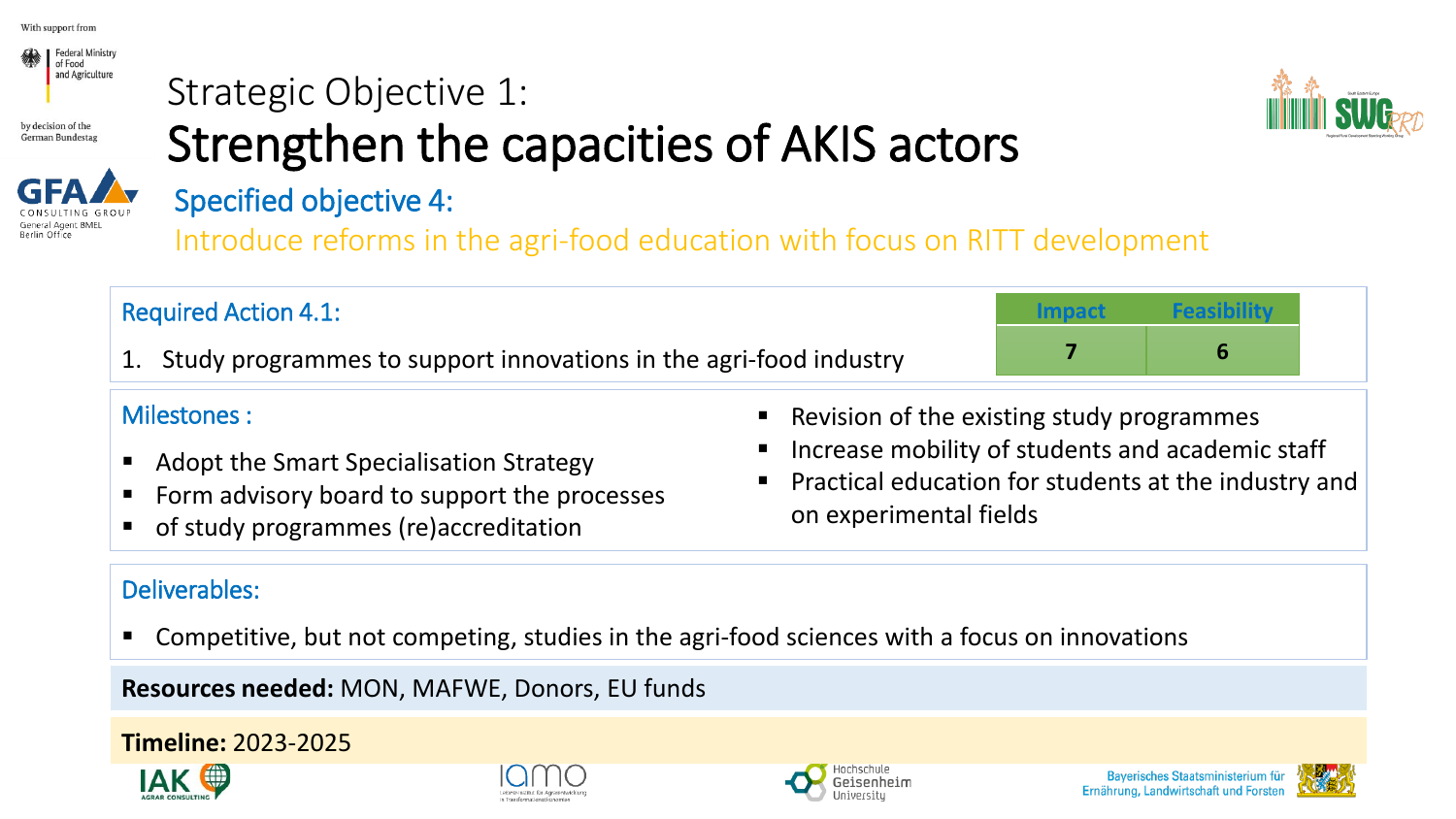With support from

Federal Ministry of Food and Agriculture

by decision of the German Bundestag

GFA CONSULTING GROUP General Agent BMEL Berlin Office

# Strategic Objective 1:
# Strengthen the capacities of AKIS actors

## Specified objective 4:

Introduce reforms in the agri-food education with focus on RITT development

### Required Action 4.1:

1. Study programmes to support innovations in the agri-food industry

| Impact | Feasibility |
| --- | --- |
| 7 | 6 |

### Milestones :

- Adopt the Smart Specialisation Strategy
- Form advisory board to support the processes
- of study programmes (re)accreditation
- Revision of the existing study programmes
- Increase mobility of students and academic staff
- Practical education for students at the industry and on experimental fields

### Deliverables:

- Competitive, but not competing, studies in the agri-food sciences with a focus on innovations

**Resources needed:** MON, MAFWE, Donors, EU funds

**Timeline:** 2023-2025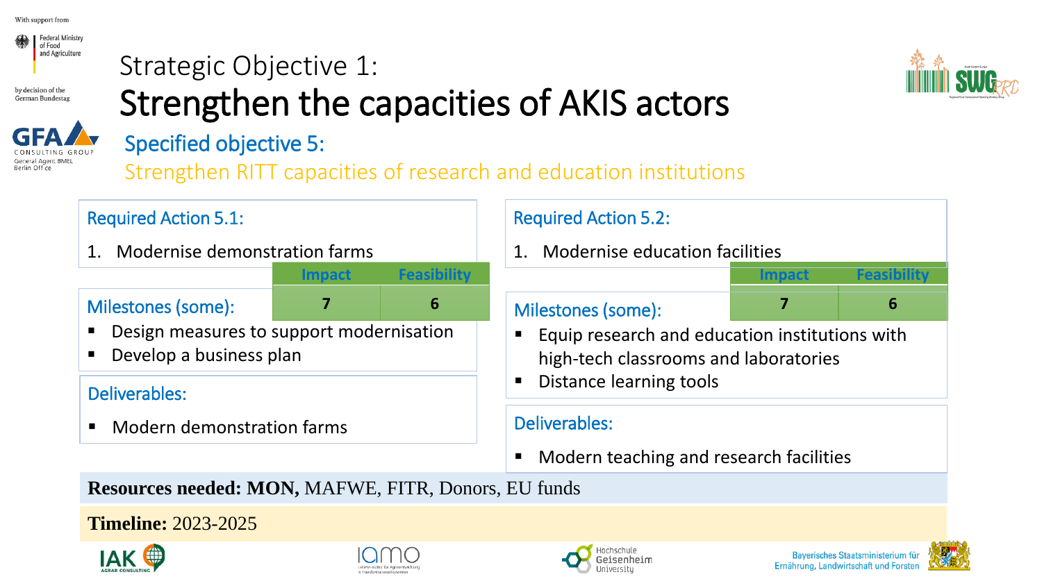Strategic Objective 1:

# Strengthen the capacities of AKIS actors

## Specified objective 5:

Strengthen RITT capacities of research and education institutions

### Required Action 5.1:

1. Modernise demonstration farms

| Impact | Feasibility |
| --- | --- |
| 7 | 6 |

### Milestones (some):

- Design measures to support modernisation
- Develop a business plan

### Deliverables:

- Modern demonstration farms

### Required Action 5.2:

1. Modernise education facilities

| Impact | Feasibility |
| --- | --- |
| 7 | 6 |

### Milestones (some):

- Equip research and education institutions with high-tech classrooms and laboratories
- Distance learning tools

### Deliverables:

- Modern teaching and research facilities

**Resources needed: MON,** MAFWE, FITR, Donors, EU funds

**Timeline:** 2023-2025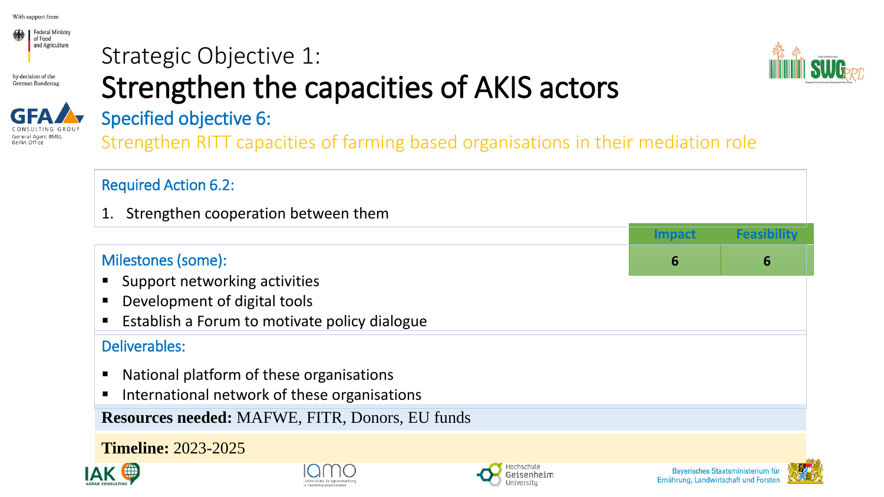# Strategic Objective 1:
# Strengthen the capacities of AKIS actors

## Specified objective 6:

Strengthen RITT capacities of farming based organisations in their mediation role

### Required Action 6.2:

1. Strengthen cooperation between them

| Impact | Feasibility |
| --- | --- |
| 6 | 6 |

### Milestones (some):

- Support networking activities
- Development of digital tools
- Establish a Forum to motivate policy dialogue

### Deliverables:

- National platform of these organisations
- International network of these organisations

**Resources needed:** MAFWE, FITR, Donors, EU funds

**Timeline:** 2023-2025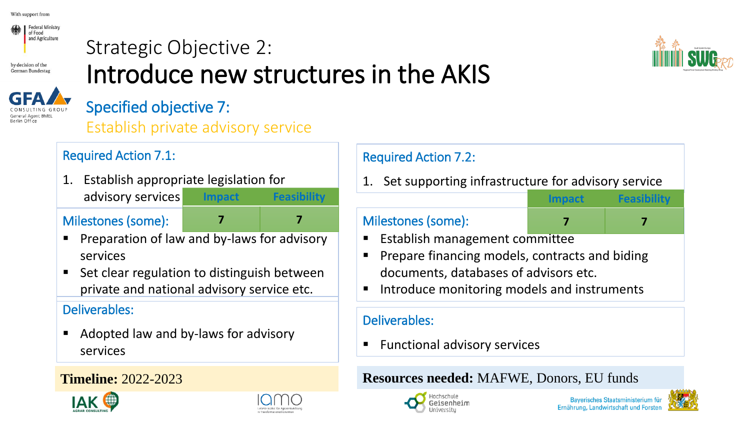# Strategic Objective 2: Introduce new structures in the AKIS

## Specified objective 7: Establish private advisory service

### Required Action 7.1:

1. Establish appropriate legislation for advisory services

| Impact | Feasibility |
|---|---|
| 7 | 7 |

**Milestones (some):**

- Preparation of law and by-laws for advisory services
- Set clear regulation to distinguish between private and national advisory service etc.

**Deliverables:**

- Adopted law and by-laws for advisory services

### Required Action 7.2:

1. Set supporting infrastructure for advisory service

| Impact | Feasibility |
|---|---|
| 7 | 7 |

**Milestones (some):**

- Establish management committee
- Prepare financing models, contracts and biding documents, databases of advisors etc.
- Introduce monitoring models and instruments

**Deliverables:**

- Functional advisory services

**Timeline:** 2022-2023

**Resources needed:** MAFWE, Donors, EU funds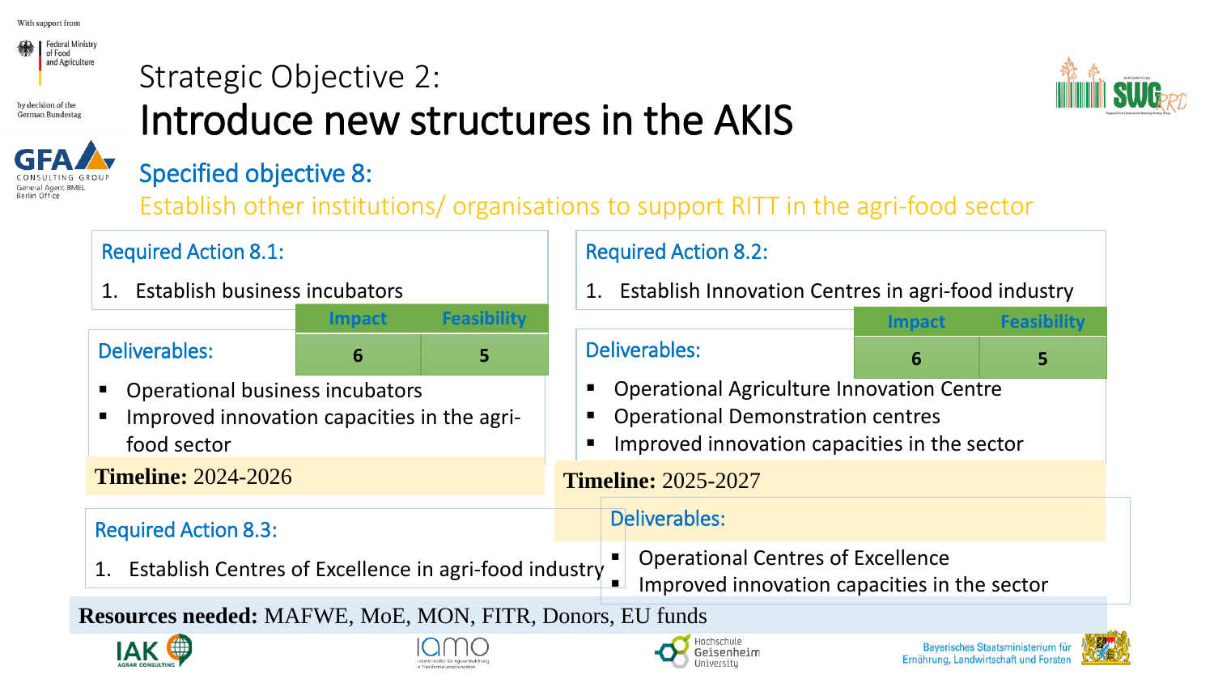# Strategic Objective 2:
# Introduce new structures in the AKIS

## Specified objective 8:

Establish other institutions/ organisations to support RITT in the agri-food sector

### Required Action 8.1:

1. Establish business incubators

| Impact | Feasibility |
|---|---|
| 6 | 5 |

**Deliverables:**

- Operational business incubators
- Improved innovation capacities in the agri-food sector

**Timeline:** 2024-2026

### Required Action 8.2:

1. Establish Innovation Centres in agri-food industry

| Impact | Feasibility |
|---|---|
| 6 | 5 |

**Deliverables:**

- Operational Agriculture Innovation Centre
- Operational Demonstration centres
- Improved innovation capacities in the sector

**Timeline:** 2025-2027

### Required Action 8.3:

1. Establish Centres of Excellence in agri-food industry

**Deliverables:**

- Operational Centres of Excellence
- Improved innovation capacities in the sector

**Resources needed:** MAFWE, MoE, MON, FITR, Donors, EU funds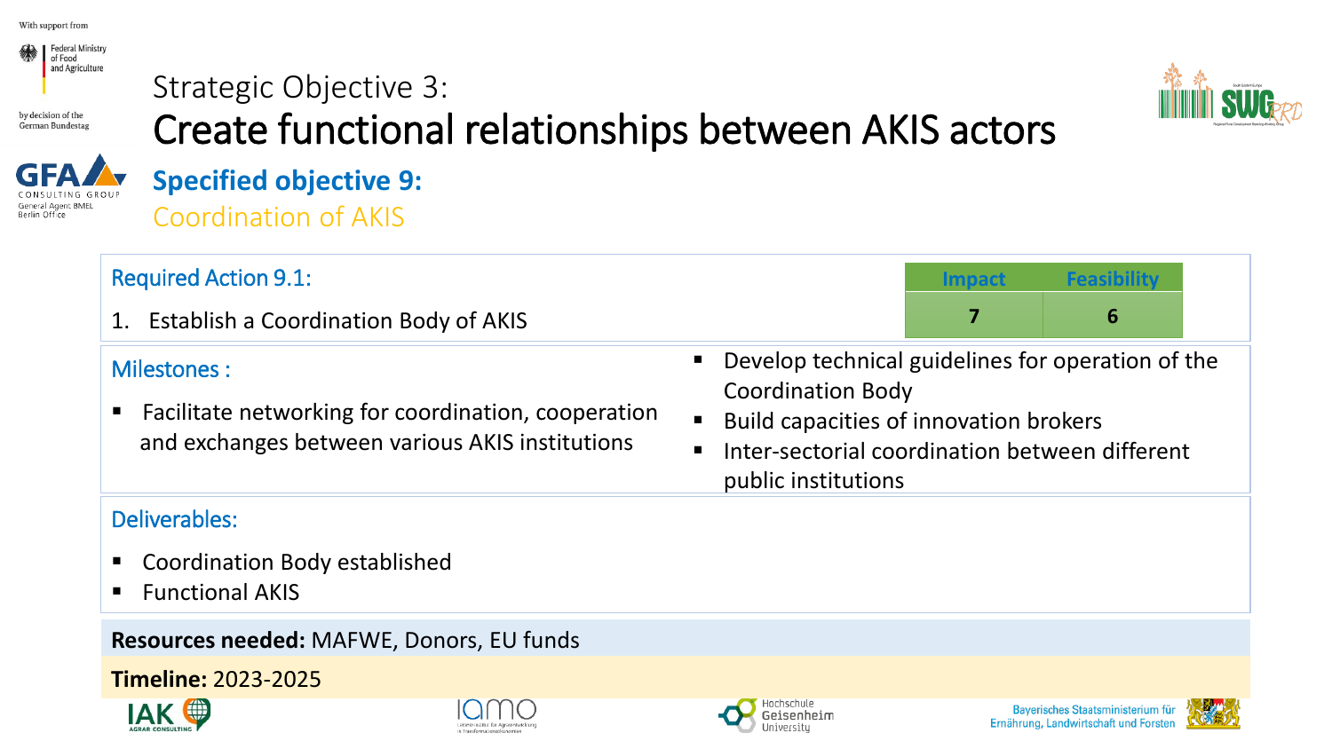Strategic Objective 3:

# Create functional relationships between AKIS actors

## Specified objective 9:

Coordination of AKIS

**Required Action 9.1:**

1. Establish a Coordination Body of AKIS

| Impact | Feasibility |
|---|---|
| 7 | 6 |

**Milestones :**

- Facilitate networking for coordination, cooperation and exchanges between various AKIS institutions
- Develop technical guidelines for operation of the Coordination Body
- Build capacities of innovation brokers
- Inter-sectorial coordination between different public institutions

**Deliverables:**

- Coordination Body established
- Functional AKIS

**Resources needed:** MAFWE, Donors, EU funds

**Timeline:** 2023-2025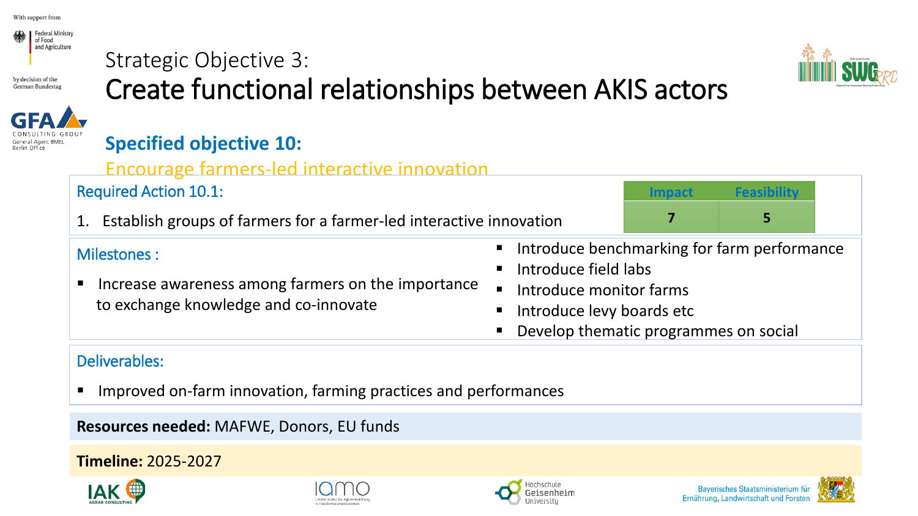Strategic Objective 3:

# Create functional relationships between AKIS actors

## Specified objective 10:

### Encourage farmers-led interactive innovation

**Required Action 10.1:**

1. Establish groups of farmers for a farmer-led interactive innovation

| Impact | Feasibility |
|---|---|
| 7 | 5 |

**Milestones :**

- Increase awareness among farmers on the importance to exchange knowledge and co-innovate
- Introduce benchmarking for farm performance
- Introduce field labs
- Introduce monitor farms
- Introduce levy boards etc
- Develop thematic programmes on social

**Deliverables:**

- Improved on-farm innovation, farming practices and performances

**Resources needed:** MAFWE, Donors, EU funds

**Timeline:** 2025-2027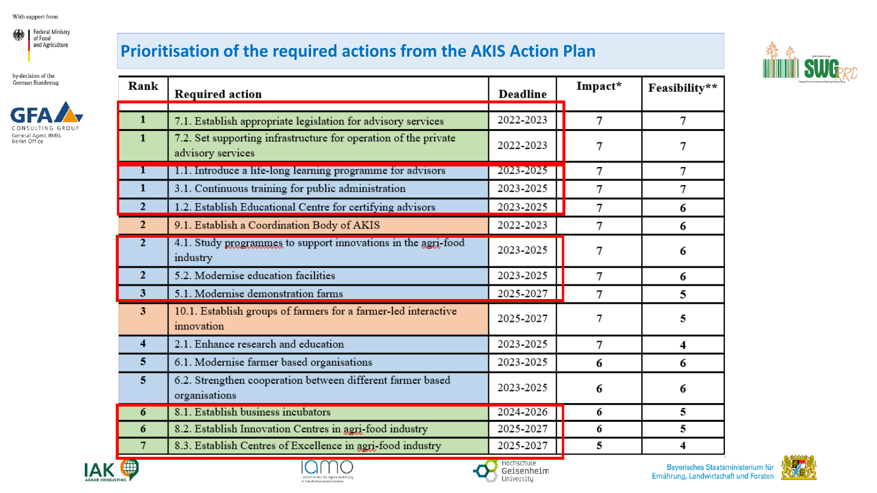# Prioritisation of the required actions from the AKIS Action Plan

| Rank | Required action | Deadline | Impact* | Feasibility** |
|---|---|---|---|---|
| 1 | 7.1. Establish appropriate legislation for advisory services | 2022-2023 | 7 | 7 |
| 1 | 7.2. Set supporting infrastructure for operation of the private advisory services | 2022-2023 | 7 | 7 |
| 1 | 1.1. Introduce a life-long learning programme for advisors | 2023-2025 | 7 | 7 |
| 1 | 3.1. Continuous training for public administration | 2023-2025 | 7 | 7 |
| 2 | 1.2. Establish Educational Centre for certifying advisors | 2023-2025 | 7 | 6 |
| 2 | 9.1. Establish a Coordination Body of AKIS | 2022-2023 | 7 | 6 |
| 2 | 4.1. Study programmes to support innovations in the agri-food industry | 2023-2025 | 7 | 6 |
| 2 | 5.2. Modernise education facilities | 2023-2025 | 7 | 6 |
| 3 | 5.1. Modernise demonstration farms | 2025-2027 | 7 | 5 |
| 3 | 10.1. Establish groups of farmers for a farmer-led interactive innovation | 2025-2027 | 7 | 5 |
| 4 | 2.1. Enhance research and education | 2023-2025 | 7 | 4 |
| 5 | 6.1. Modernise farmer based organisations | 2023-2025 | 6 | 6 |
| 5 | 6.2. Strengthen cooperation between different farmer based organisations | 2023-2025 | 6 | 6 |
| 6 | 8.1. Establish business incubators | 2024-2026 | 6 | 5 |
| 6 | 8.2. Establish Innovation Centres in agri-food industry | 2025-2027 | 6 | 5 |
| 7 | 8.3. Establish Centres of Excellence in agri-food industry | 2025-2027 | 5 | 4 |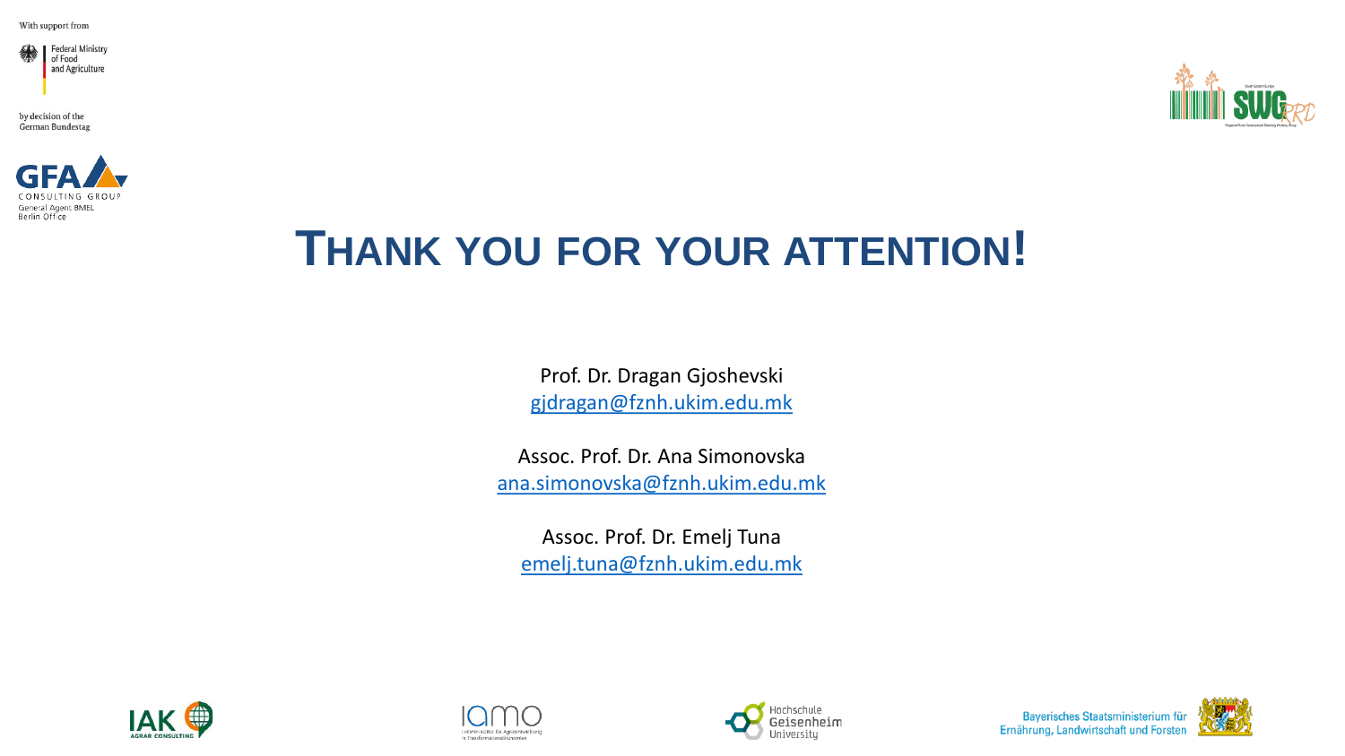With support from

Federal Ministry of Food and Agriculture

by decision of the German Bundestag

GFA CONSULTING GROUP
General Agent BMEL
Berlin Office

# THANK YOU FOR YOUR ATTENTION!

Prof. Dr. Dragan Gjoshevski
gjdragan@fznh.ukim.edu.mk

Assoc. Prof. Dr. Ana Simonovska
ana.simonovska@fznh.ukim.edu.mk

Assoc. Prof. Dr. Emelj Tuna
emelj.tuna@fznh.ukim.edu.mk

IAK AGRAR CONSULTING

IAMO

Hochschule Geisenheim University

Bayerisches Staatsministerium für Ernährung, Landwirtschaft und Forsten